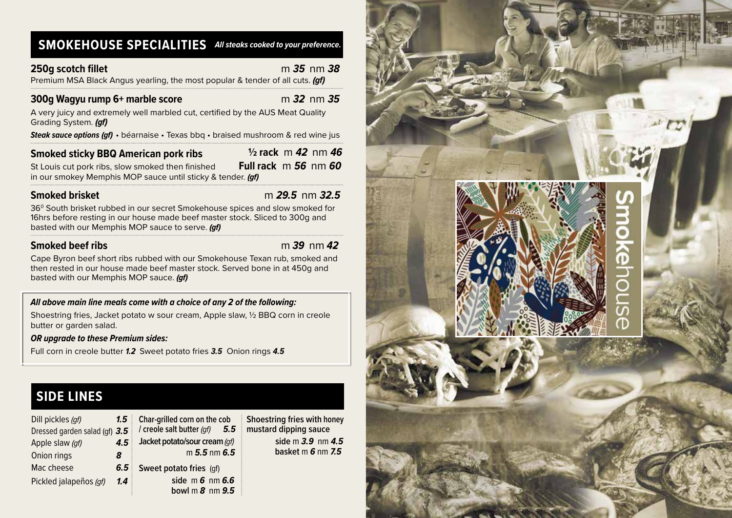## SMOKEHOUSE SPECIALITIES

***All steaks cooked to your preference.***

**250g scotch fillet** m ***35*** nm ***38***
Premium MSA Black Angus yearling, the most popular & tender of all cuts. ***(gf)***

**300g Wagyu rump 6+ marble score** m ***32*** nm ***35***
A very juicy and extremely well marbled cut, certified by the AUS Meat Quality Grading System. ***(gf)***

***Steak sauce options (gf)*** • béarnaise • Texas bbq • braised mushroom & red wine jus

**Smoked sticky BBQ American pork ribs** **½ rack** m ***42*** nm ***46*** **Full rack** m ***56*** nm ***60***
St Louis cut pork ribs, slow smoked then finished in our smokey Memphis MOP sauce until sticky & tender. ***(gf)***

**Smoked brisket** m ***29.5*** nm ***32.5***
36º South brisket rubbed in our secret Smokehouse spices and slow smoked for 16hrs before resting in our house made beef master stock. Sliced to 300g and basted with our Memphis MOP sauce to serve. ***(gf)***

**Smoked beef ribs** m ***39*** nm ***42***
Cape Byron beef short ribs rubbed with our Smokehouse Texan rub, smoked and then rested in our house made beef master stock. Served bone in at 450g and basted with our Memphis MOP sauce. ***(gf)***

***All above main line meals come with a choice of any 2 of the following:***
Shoestring fries, Jacket potato w sour cream, Apple slaw, ½ BBQ corn in creole butter or garden salad.

***OR upgrade to these Premium sides:***
Full corn in creole butter ***1.2*** Sweet potato fries ***3.5*** Onion rings ***4.5***

## SIDE LINES

Dill pickles *(gf)* ***1.5***
Dressed garden salad (gf) ***3.5***
Apple slaw *(gf)* ***4.5***
Onion rings ***8***
Mac cheese ***6.5***
Pickled jalapeños *(gf)* ***1.4***

**Char-grilled corn on the cob / creole salt butter** *(gf)* ***5.5***

**Jacket potato/sour cream** *(gf)* m ***5.5*** nm ***6.5***

**Sweet potato fries** (gf)
side m ***6*** nm ***6.6***
bowl m ***8*** nm ***9.5***

**Shoestring fries with honey mustard dipping sauce**
side m ***3.9*** nm ***4.5***
basket m ***6*** nm ***7.5***

Smokehouse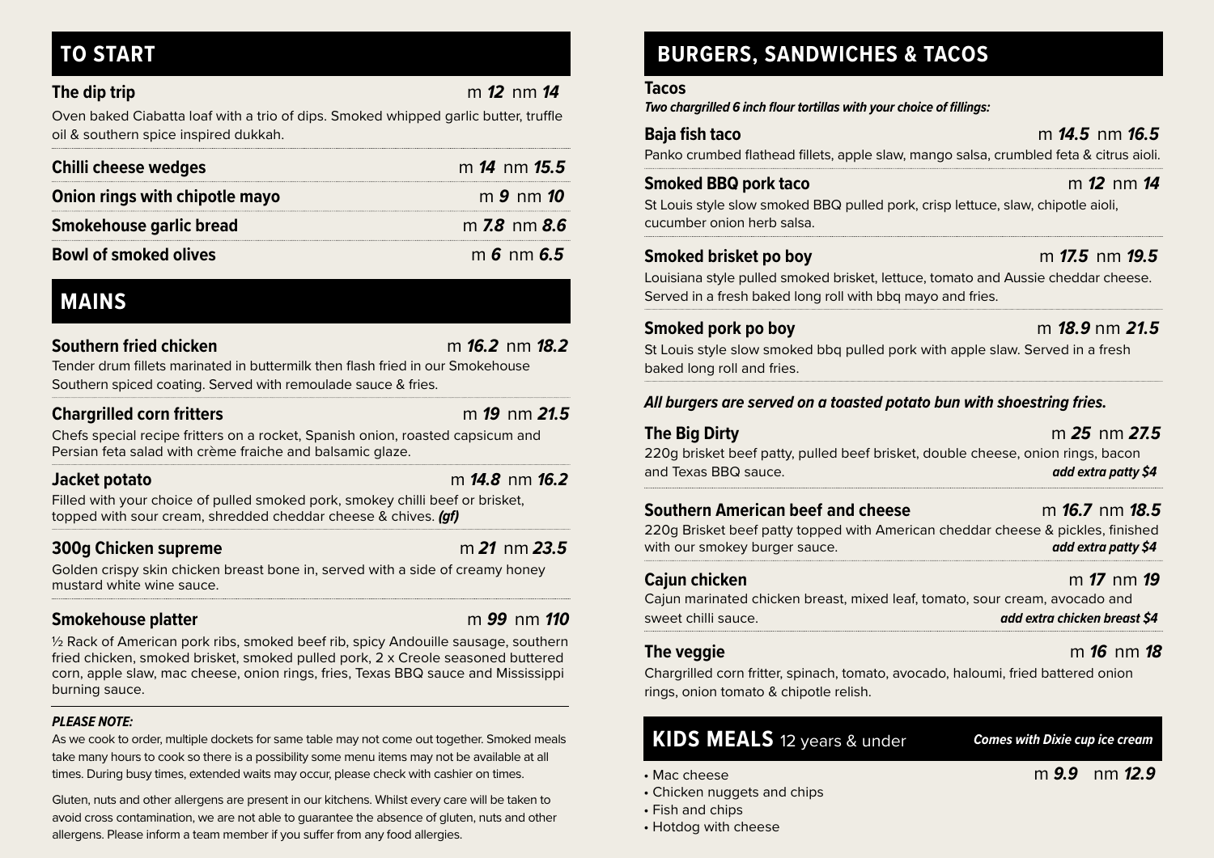## TO START

**The dip trip** m ***12*** nm ***14***

Oven baked Ciabatta loaf with a trio of dips. Smoked whipped garlic butter, truffle oil & southern spice inspired dukkah.

**Chilli cheese wedges** m ***14*** nm ***15.5***

**Onion rings with chipotle mayo** m ***9*** nm ***10***

**Smokehouse garlic bread** m ***7.8*** nm ***8.6***

**Bowl of smoked olives** m ***6*** nm ***6.5***

## MAINS

**Southern fried chicken** m ***16.2*** nm ***18.2***

Tender drum fillets marinated in buttermilk then flash fried in our Smokehouse Southern spiced coating. Served with remoulade sauce & fries.

**Chargrilled corn fritters** m ***19*** nm ***21.5***

Chefs special recipe fritters on a rocket, Spanish onion, roasted capsicum and Persian feta salad with crème fraiche and balsamic glaze.

**Jacket potato** m ***14.8*** nm ***16.2***

Filled with your choice of pulled smoked pork, smokey chilli beef or brisket, topped with sour cream, shredded cheddar cheese & chives. ***(gf)***

**300g Chicken supreme** m ***21*** nm ***23.5***

Golden crispy skin chicken breast bone in, served with a side of creamy honey mustard white wine sauce.

**Smokehouse platter** m ***99*** nm ***110***

½ Rack of American pork ribs, smoked beef rib, spicy Andouille sausage, southern fried chicken, smoked brisket, smoked pulled pork, 2 x Creole seasoned buttered corn, apple slaw, mac cheese, onion rings, fries, Texas BBQ sauce and Mississippi burning sauce.

***PLEASE NOTE:***

As we cook to order, multiple dockets for same table may not come out together. Smoked meals take many hours to cook so there is a possibility some menu items may not be available at all times. During busy times, extended waits may occur, please check with cashier on times.

Gluten, nuts and other allergens are present in our kitchens. Whilst every care will be taken to avoid cross contamination, we are not able to guarantee the absence of gluten, nuts and other allergens. Please inform a team member if you suffer from any food allergies.

## BURGERS, SANDWICHES & TACOS

**Tacos**

***Two chargrilled 6 inch flour tortillas with your choice of fillings:***

**Baja fish taco** m ***14.5*** nm ***16.5***

Panko crumbed flathead fillets, apple slaw, mango salsa, crumbled feta & citrus aioli.

**Smoked BBQ pork taco** m ***12*** nm ***14***

St Louis style slow smoked BBQ pulled pork, crisp lettuce, slaw, chipotle aioli, cucumber onion herb salsa.

**Smoked brisket po boy** m ***17.5*** nm ***19.5***

Louisiana style pulled smoked brisket, lettuce, tomato and Aussie cheddar cheese. Served in a fresh baked long roll with bbq mayo and fries.

**Smoked pork po boy** m ***18.9*** nm ***21.5***

St Louis style slow smoked bbq pulled pork with apple slaw. Served in a fresh baked long roll and fries.

***All burgers are served on a toasted potato bun with shoestring fries.***

**The Big Dirty** m ***25*** nm ***27.5***

220g brisket beef patty, pulled beef brisket, double cheese, onion rings, bacon and Texas BBQ sauce. ***add extra patty $4***

**Southern American beef and cheese** m ***16.7*** nm ***18.5***

220g Brisket beef patty topped with American cheddar cheese & pickles, finished with our smokey burger sauce. ***add extra patty $4***

**Cajun chicken** m ***17*** nm ***19***

Cajun marinated chicken breast, mixed leaf, tomato, sour cream, avocado and sweet chilli sauce. ***add extra chicken breast $4***

**The veggie** m ***16*** nm ***18***

Chargrilled corn fritter, spinach, tomato, avocado, haloumi, fried battered onion rings, onion tomato & chipotle relish.

## KIDS MEALS 12 years & under

***Comes with Dixie cup ice cream***

m ***9.9*** nm ***12.9***

- Mac cheese
- Chicken nuggets and chips
- Fish and chips
- Hotdog with cheese